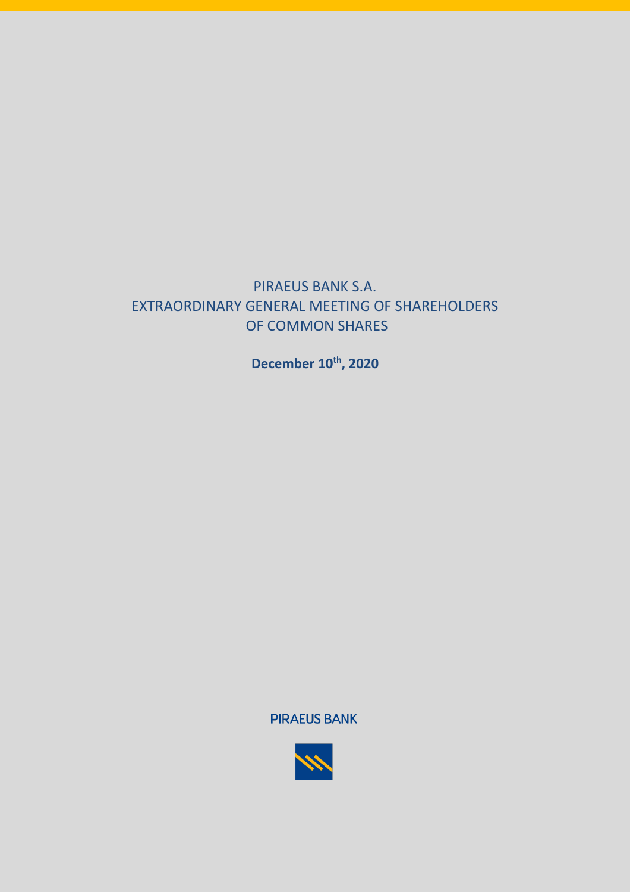# PIRAEUS BANK S.A.
# EXTRAORDINARY GENERAL MEETING OF SHAREHOLDERS
# OF COMMON SHARES

**December 10th, 2020**

PIRAEUS BANK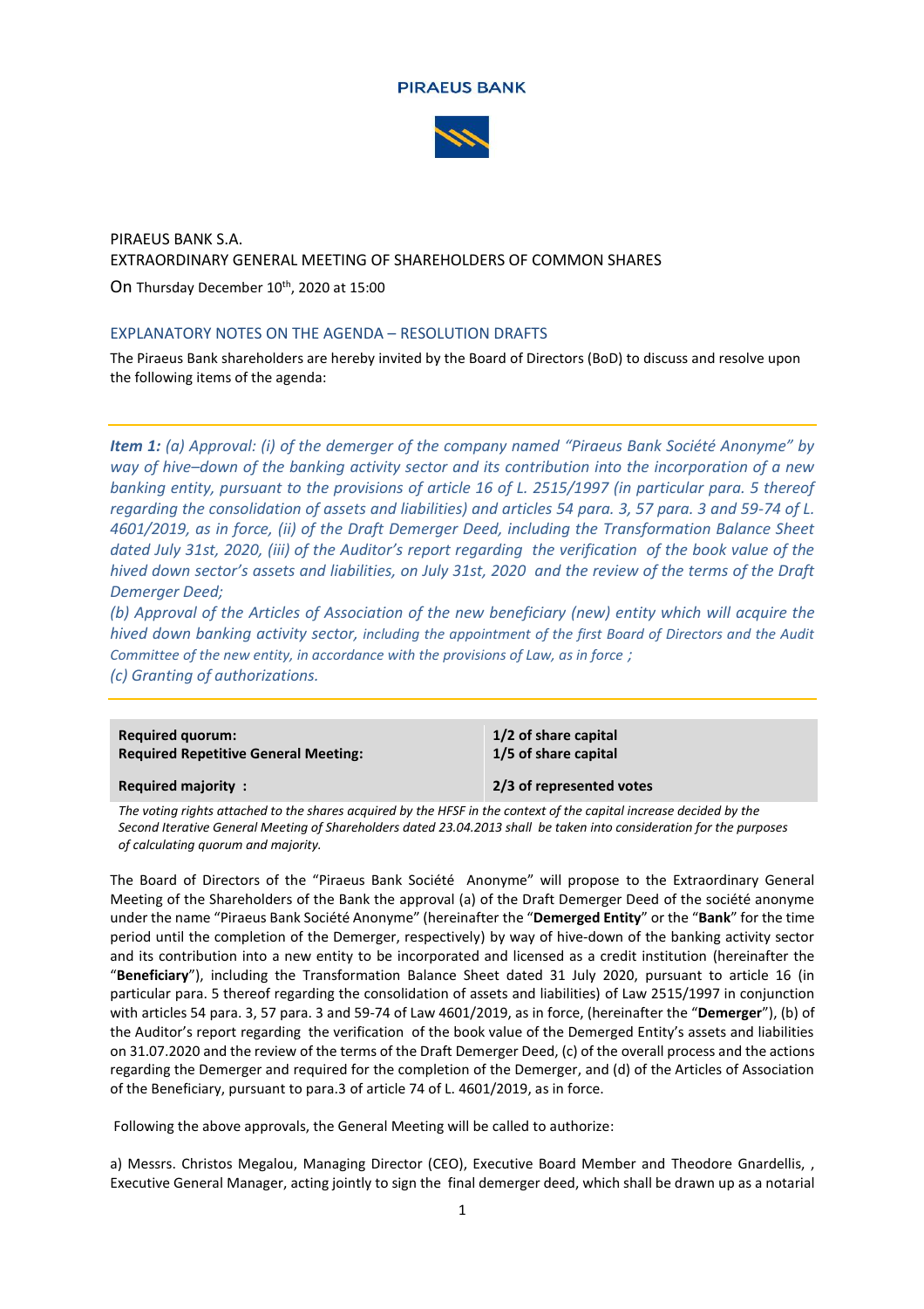**PIRAEUS BANK**

PIRAEUS BANK S.A.
EXTRAORDINARY GENERAL MEETING OF SHAREHOLDERS OF COMMON SHARES

On Thursday December 10th, 2020 at 15:00

## EXPLANATORY NOTES ON THE AGENDA – RESOLUTION DRAFTS

The Piraeus Bank shareholders are hereby invited by the Board of Directors (BoD) to discuss and resolve upon the following items of the agenda:

***Item 1:*** *(a) Approval: (i) of the demerger of the company named "Piraeus Bank Société Anonyme" by way of hive–down of the banking activity sector and its contribution into the incorporation of a new banking entity, pursuant to the provisions of article 16 of L. 2515/1997 (in particular para. 5 thereof regarding the consolidation of assets and liabilities) and articles 54 para. 3, 57 para. 3 and 59-74 of L. 4601/2019, as in force, (ii) of the Draft Demerger Deed, including the Transformation Balance Sheet dated July 31st, 2020, (iii) of the Auditor's report regarding the verification of the book value of the hived down sector's assets and liabilities, on July 31st, 2020 and the review of the terms of the Draft Demerger Deed;*

*(b) Approval of the Articles of Association of the new beneficiary (new) entity which will acquire the hived down banking activity sector, including the appointment of the first Board of Directors and the Audit Committee of the new entity, in accordance with the provisions of Law, as in force ;*

*(c) Granting of authorizations.*

| | |
|---|---|
| **Required quorum:** | **1/2 of share capital** |
| **Required Repetitive General Meeting:** | **1/5 of share capital** |
| **Required majority :** | **2/3 of represented votes** |

*The voting rights attached to the shares acquired by the HFSF in the context of the capital increase decided by the Second Iterative General Meeting of Shareholders dated 23.04.2013 shall be taken into consideration for the purposes of calculating quorum and majority.*

The Board of Directors of the "Piraeus Bank Société Anonyme" will propose to the Extraordinary General Meeting of the Shareholders of the Bank the approval (a) of the Draft Demerger Deed of the société anonyme under the name "Piraeus Bank Société Anonyme" (hereinafter the "**Demerged Entity**" or the "**Bank**" for the time period until the completion of the Demerger, respectively) by way of hive-down of the banking activity sector and its contribution into a new entity to be incorporated and licensed as a credit institution (hereinafter the "**Beneficiary**"), including the Transformation Balance Sheet dated 31 July 2020, pursuant to article 16 (in particular para. 5 thereof regarding the consolidation of assets and liabilities) of Law 2515/1997 in conjunction with articles 54 para. 3, 57 para. 3 and 59-74 of Law 4601/2019, as in force, (hereinafter the "**Demerger**"), (b) of the Auditor's report regarding the verification of the book value of the Demerged Entity's assets and liabilities on 31.07.2020 and the review of the terms of the Draft Demerger Deed, (c) of the overall process and the actions regarding the Demerger and required for the completion of the Demerger, and (d) of the Articles of Association of the Beneficiary, pursuant to para.3 of article 74 of L. 4601/2019, as in force.

Following the above approvals, the General Meeting will be called to authorize:

a) Messrs. Christos Megalou, Managing Director (CEO), Executive Board Member and Theodore Gnardellis, , Executive General Manager, acting jointly to sign the final demerger deed, which shall be drawn up as a notarial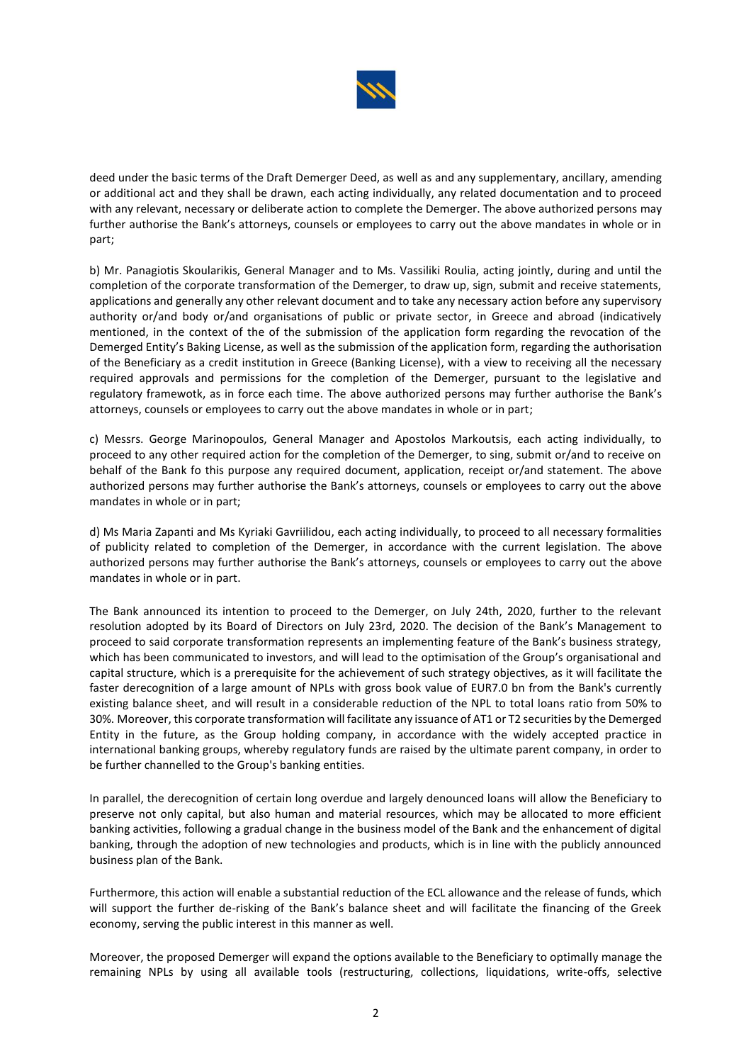deed under the basic terms of the Draft Demerger Deed, as well as and any supplementary, ancillary, amending or additional act and they shall be drawn, each acting individually, any related documentation and to proceed with any relevant, necessary or deliberate action to complete the Demerger. The above authorized persons may further authorise the Bank's attorneys, counsels or employees to carry out the above mandates in whole or in part;

b) Mr. Panagiotis Skoularikis, General Manager and to Ms. Vassiliki Roulia, acting jointly, during and until the completion of the corporate transformation of the Demerger, to draw up, sign, submit and receive statements, applications and generally any other relevant document and to take any necessary action before any supervisory authority or/and body or/and organisations of public or private sector, in Greece and abroad (indicatively mentioned, in the context of the of the submission of the application form regarding the revocation of the Demerged Entity's Baking License, as well as the submission of the application form, regarding the authorisation of the Beneficiary as a credit institution in Greece (Banking License), with a view to receiving all the necessary required approvals and permissions for the completion of the Demerger, pursuant to the legislative and regulatory framewotk, as in force each time. The above authorized persons may further authorise the Bank's attorneys, counsels or employees to carry out the above mandates in whole or in part;

c) Messrs. George Marinopoulos, General Manager and Apostolos Markoutsis, each acting individually, to proceed to any other required action for the completion of the Demerger, to sing, submit or/and to receive on behalf of the Bank fo this purpose any required document, application, receipt or/and statement. The above authorized persons may further authorise the Bank's attorneys, counsels or employees to carry out the above mandates in whole or in part;

d) Ms Maria Zapanti and Ms Kyriaki Gavriilidou, each acting individually, to proceed to all necessary formalities of publicity related to completion of the Demerger, in accordance with the current legislation. The above authorized persons may further authorise the Bank's attorneys, counsels or employees to carry out the above mandates in whole or in part.

The Bank announced its intention to proceed to the Demerger, on July 24th, 2020, further to the relevant resolution adopted by its Board of Directors on July 23rd, 2020. The decision of the Bank's Management to proceed to said corporate transformation represents an implementing feature of the Bank's business strategy, which has been communicated to investors, and will lead to the optimisation of the Group's organisational and capital structure, which is a prerequisite for the achievement of such strategy objectives, as it will facilitate the faster derecognition of a large amount of NPLs with gross book value of EUR7.0 bn from the Bank's currently existing balance sheet, and will result in a considerable reduction of the NPL to total loans ratio from 50% to 30%. Moreover, this corporate transformation will facilitate any issuance of AT1 or T2 securities by the Demerged Entity in the future, as the Group holding company, in accordance with the widely accepted practice in international banking groups, whereby regulatory funds are raised by the ultimate parent company, in order to be further channelled to the Group's banking entities.

In parallel, the derecognition of certain long overdue and largely denounced loans will allow the Beneficiary to preserve not only capital, but also human and material resources, which may be allocated to more efficient banking activities, following a gradual change in the business model of the Bank and the enhancement of digital banking, through the adoption of new technologies and products, which is in line with the publicly announced business plan of the Bank.

Furthermore, this action will enable a substantial reduction of the ECL allowance and the release of funds, which will support the further de-risking of the Bank's balance sheet and will facilitate the financing of the Greek economy, serving the public interest in this manner as well.

Moreover, the proposed Demerger will expand the options available to the Beneficiary to optimally manage the remaining NPLs by using all available tools (restructuring, collections, liquidations, write-offs, selective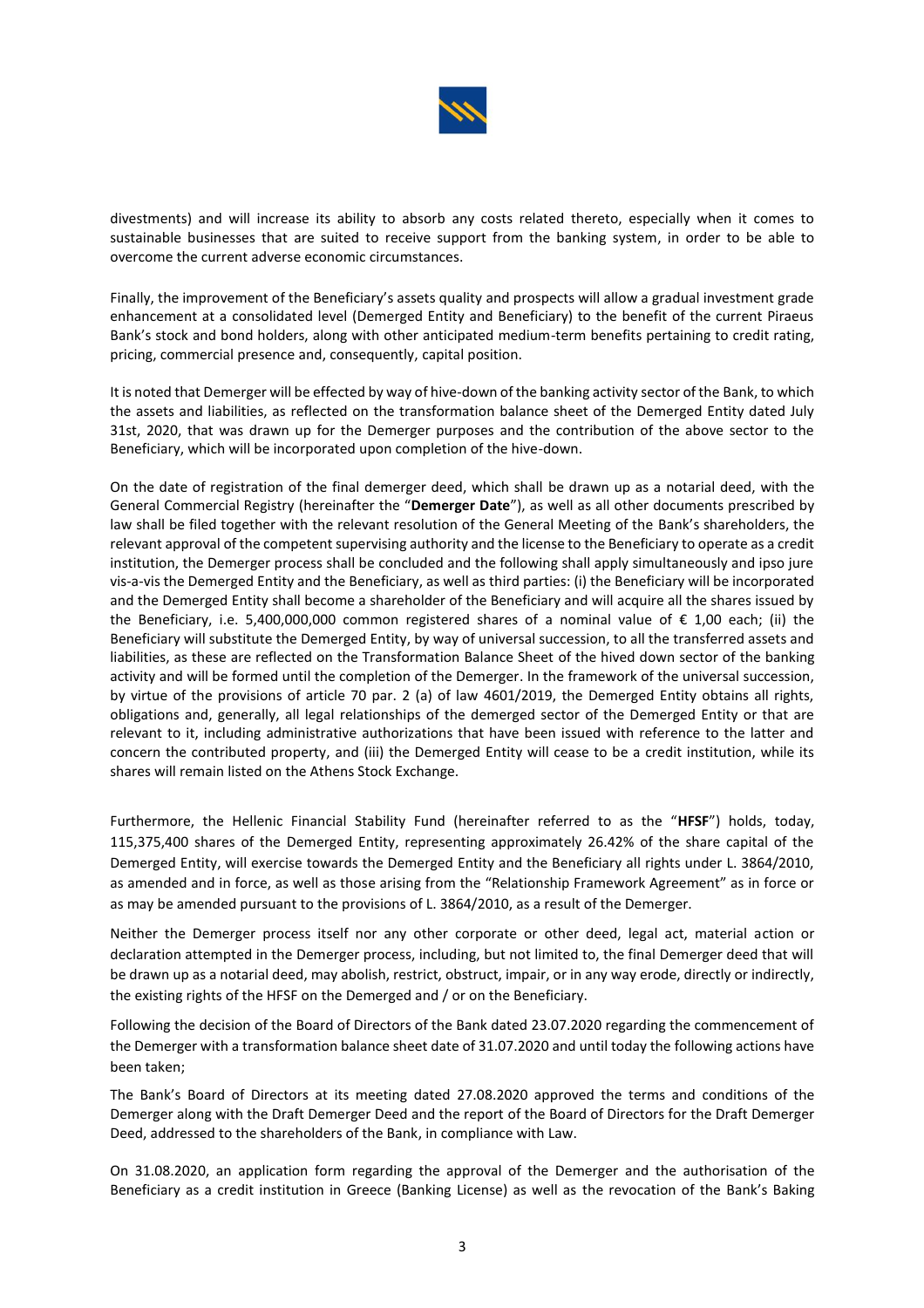divestments) and will increase its ability to absorb any costs related thereto, especially when it comes to sustainable businesses that are suited to receive support from the banking system, in order to be able to overcome the current adverse economic circumstances.

Finally, the improvement of the Beneficiary's assets quality and prospects will allow a gradual investment grade enhancement at a consolidated level (Demerged Entity and Beneficiary) to the benefit of the current Piraeus Bank's stock and bond holders, along with other anticipated medium-term benefits pertaining to credit rating, pricing, commercial presence and, consequently, capital position.

It is noted that Demerger will be effected by way of hive-down of the banking activity sector of the Bank, to which the assets and liabilities, as reflected on the transformation balance sheet of the Demerged Entity dated July 31st, 2020, that was drawn up for the Demerger purposes and the contribution of the above sector to the Beneficiary, which will be incorporated upon completion of the hive-down.

On the date of registration of the final demerger deed, which shall be drawn up as a notarial deed, with the General Commercial Registry (hereinafter the "**Demerger Date**"), as well as all other documents prescribed by law shall be filed together with the relevant resolution of the General Meeting of the Bank's shareholders, the relevant approval of the competent supervising authority and the license to the Beneficiary to operate as a credit institution, the Demerger process shall be concluded and the following shall apply simultaneously and ipso jure vis-a-vis the Demerged Entity and the Beneficiary, as well as third parties: (i) the Beneficiary will be incorporated and the Demerged Entity shall become a shareholder of the Beneficiary and will acquire all the shares issued by the Beneficiary, i.e. 5,400,000,000 common registered shares of a nominal value of € 1,00 each; (ii) the Beneficiary will substitute the Demerged Entity, by way of universal succession, to all the transferred assets and liabilities, as these are reflected on the Transformation Balance Sheet of the hived down sector of the banking activity and will be formed until the completion of the Demerger. In the framework of the universal succession, by virtue of the provisions of article 70 par. 2 (a) of law 4601/2019, the Demerged Entity obtains all rights, obligations and, generally, all legal relationships of the demerged sector of the Demerged Entity or that are relevant to it, including administrative authorizations that have been issued with reference to the latter and concern the contributed property, and (iii) the Demerged Entity will cease to be a credit institution, while its shares will remain listed on the Athens Stock Exchange.

Furthermore, the Hellenic Financial Stability Fund (hereinafter referred to as the "**HFSF**") holds, today, 115,375,400 shares of the Demerged Entity, representing approximately 26.42% of the share capital of the Demerged Entity, will exercise towards the Demerged Entity and the Beneficiary all rights under L. 3864/2010, as amended and in force, as well as those arising from the "Relationship Framework Agreement" as in force or as may be amended pursuant to the provisions of L. 3864/2010, as a result of the Demerger.

Neither the Demerger process itself nor any other corporate or other deed, legal act, material action or declaration attempted in the Demerger process, including, but not limited to, the final Demerger deed that will be drawn up as a notarial deed, may abolish, restrict, obstruct, impair, or in any way erode, directly or indirectly, the existing rights of the HFSF on the Demerged and / or on the Beneficiary.

Following the decision of the Board of Directors of the Bank dated 23.07.2020 regarding the commencement of the Demerger with a transformation balance sheet date of 31.07.2020 and until today the following actions have been taken;

The Bank's Board of Directors at its meeting dated 27.08.2020 approved the terms and conditions of the Demerger along with the Draft Demerger Deed and the report of the Board of Directors for the Draft Demerger Deed, addressed to the shareholders of the Bank, in compliance with Law.

On 31.08.2020, an application form regarding the approval of the Demerger and the authorisation of the Beneficiary as a credit institution in Greece (Banking License) as well as the revocation of the Bank's Baking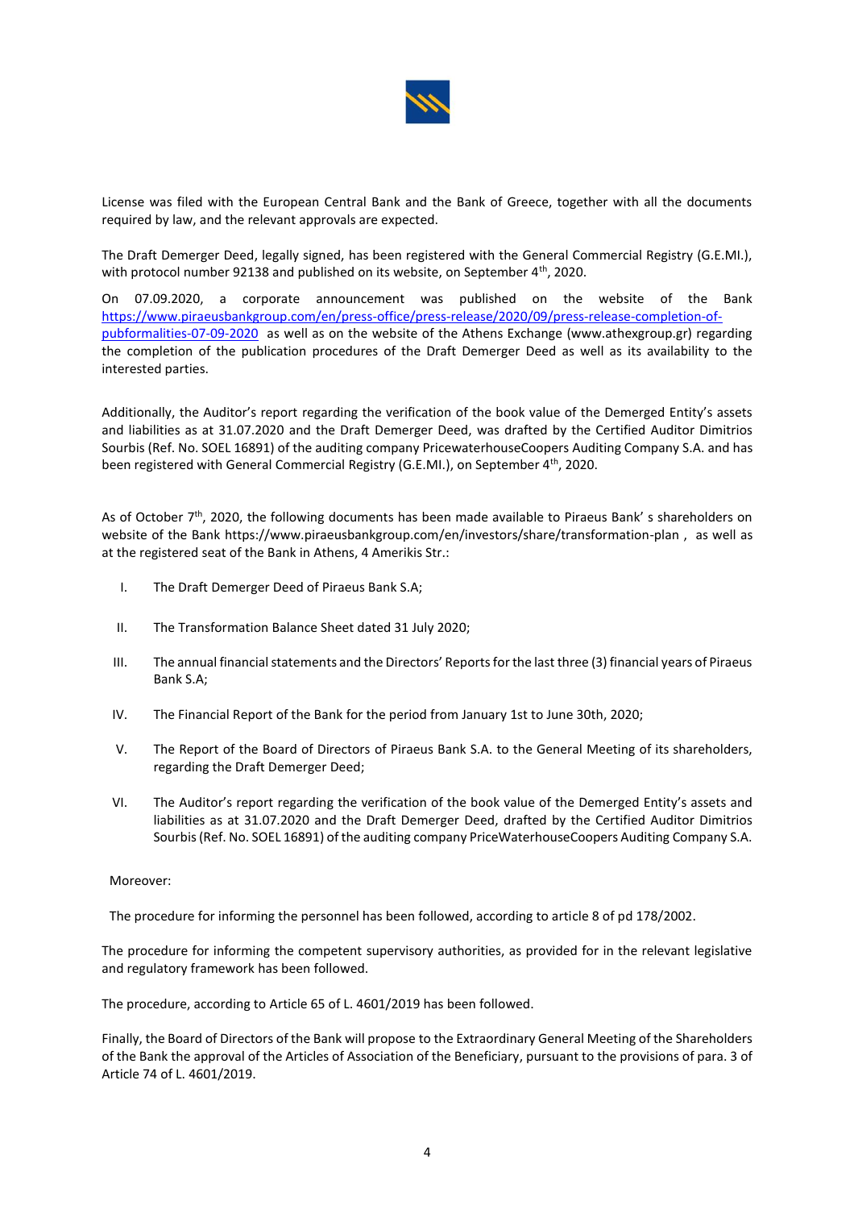License was filed with the European Central Bank and the Bank of Greece, together with all the documents required by law, and the relevant approvals are expected.

The Draft Demerger Deed, legally signed, has been registered with the General Commercial Registry (G.E.MI.), with protocol number 92138 and published on its website, on September 4th, 2020.

On 07.09.2020, a corporate announcement was published on the website of the Bank https://www.piraeusbankgroup.com/en/press-office/press-release/2020/09/press-release-completion-of-pubformalities-07-09-2020 as well as on the website of the Athens Exchange (www.athexgroup.gr) regarding the completion of the publication procedures of the Draft Demerger Deed as well as its availability to the interested parties.

Additionally, the Auditor's report regarding the verification of the book value of the Demerged Entity's assets and liabilities as at 31.07.2020 and the Draft Demerger Deed, was drafted by the Certified Auditor Dimitrios Sourbis (Ref. No. SOEL 16891) of the auditing company PricewaterhouseCoopers Auditing Company S.A. and has been registered with General Commercial Registry (G.E.MI.), on September 4th, 2020.

As of October 7th, 2020, the following documents has been made available to Piraeus Bank' s shareholders on website of the Bank https://www.piraeusbankgroup.com/en/investors/share/transformation-plan , as well as at the registered seat of the Bank in Athens, 4 Amerikis Str.:

I. The Draft Demerger Deed of Piraeus Bank S.A;

II. The Transformation Balance Sheet dated 31 July 2020;

III. The annual financial statements and the Directors' Reports for the last three (3) financial years of Piraeus Bank S.A;

IV. The Financial Report of the Bank for the period from January 1st to June 30th, 2020;

V. The Report of the Board of Directors of Piraeus Bank S.A. to the General Meeting of its shareholders, regarding the Draft Demerger Deed;

VI. The Auditor's report regarding the verification of the book value of the Demerged Entity's assets and liabilities as at 31.07.2020 and the Draft Demerger Deed, drafted by the Certified Auditor Dimitrios Sourbis (Ref. No. SOEL 16891) of the auditing company PriceWaterhouseCoopers Auditing Company S.A.

Moreover:

The procedure for informing the personnel has been followed, according to article 8 of pd 178/2002.

The procedure for informing the competent supervisory authorities, as provided for in the relevant legislative and regulatory framework has been followed.

The procedure, according to Article 65 of L. 4601/2019 has been followed.

Finally, the Board of Directors of the Bank will propose to the Extraordinary General Meeting of the Shareholders of the Bank the approval of the Articles of Association of the Beneficiary, pursuant to the provisions of para. 3 of Article 74 of L. 4601/2019.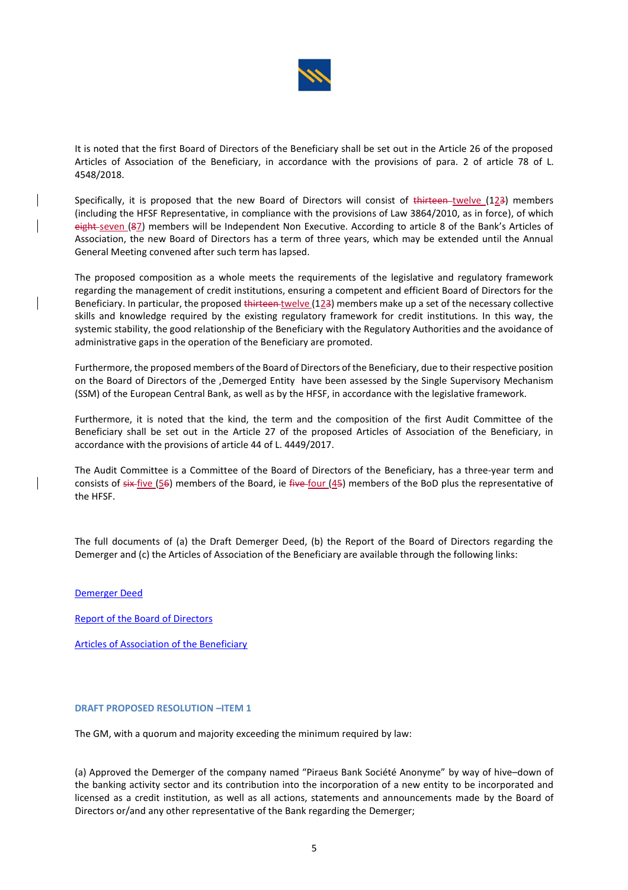It is noted that the first Board of Directors of the Beneficiary shall be set out in the Article 26 of the proposed Articles of Association of the Beneficiary, in accordance with the provisions of para. 2 of article 78 of L. 4548/2018.

Specifically, it is proposed that the new Board of Directors will consist of ~~thirteen~~ twelve (12~~3~~) members (including the HFSF Representative, in compliance with the provisions of Law 3864/2010, as in force), of which ~~eight~~ seven (~~8~~7) members will be Independent Non Executive. According to article 8 of the Bank's Articles of Association, the new Board of Directors has a term of three years, which may be extended until the Annual General Meeting convened after such term has lapsed.

The proposed composition as a whole meets the requirements of the legislative and regulatory framework regarding the management of credit institutions, ensuring a competent and efficient Board of Directors for the Beneficiary. In particular, the proposed ~~thirteen~~ twelve (12~~3~~) members make up a set of the necessary collective skills and knowledge required by the existing regulatory framework for credit institutions. In this way, the systemic stability, the good relationship of the Beneficiary with the Regulatory Authorities and the avoidance of administrative gaps in the operation of the Beneficiary are promoted.

Furthermore, the proposed members of the Board of Directors of the Beneficiary, due to their respective position on the Board of Directors of the ‚Demerged Entity have been assessed by the Single Supervisory Mechanism (SSM) of the European Central Bank, as well as by the HFSF, in accordance with the legislative framework.

Furthermore, it is noted that the kind, the term and the composition of the first Audit Committee of the Beneficiary shall be set out in the Article 27 of the proposed Articles of Association of the Beneficiary, in accordance with the provisions of article 44 of L. 4449/2017.

The Audit Committee is a Committee of the Board of Directors of the Beneficiary, has a three-year term and consists of ~~six~~ five (5~~6~~) members of the Board, ie ~~five~~ four (4~~5~~) members of the BoD plus the representative of the HFSF.

The full documents of (a) the Draft Demerger Deed, (b) the Report of the Board of Directors regarding the Demerger and (c) the Articles of Association of the Beneficiary are available through the following links:

Demerger Deed

Report of the Board of Directors

Articles of Association of the Beneficiary

#### DRAFT PROPOSED RESOLUTION –ITEM 1

The GM, with a quorum and majority exceeding the minimum required by law:

(a) Approved the Demerger of the company named "Piraeus Bank Société Anonyme" by way of hive–down of the banking activity sector and its contribution into the incorporation of a new entity to be incorporated and licensed as a credit institution, as well as all actions, statements and announcements made by the Board of Directors or/and any other representative of the Bank regarding the Demerger;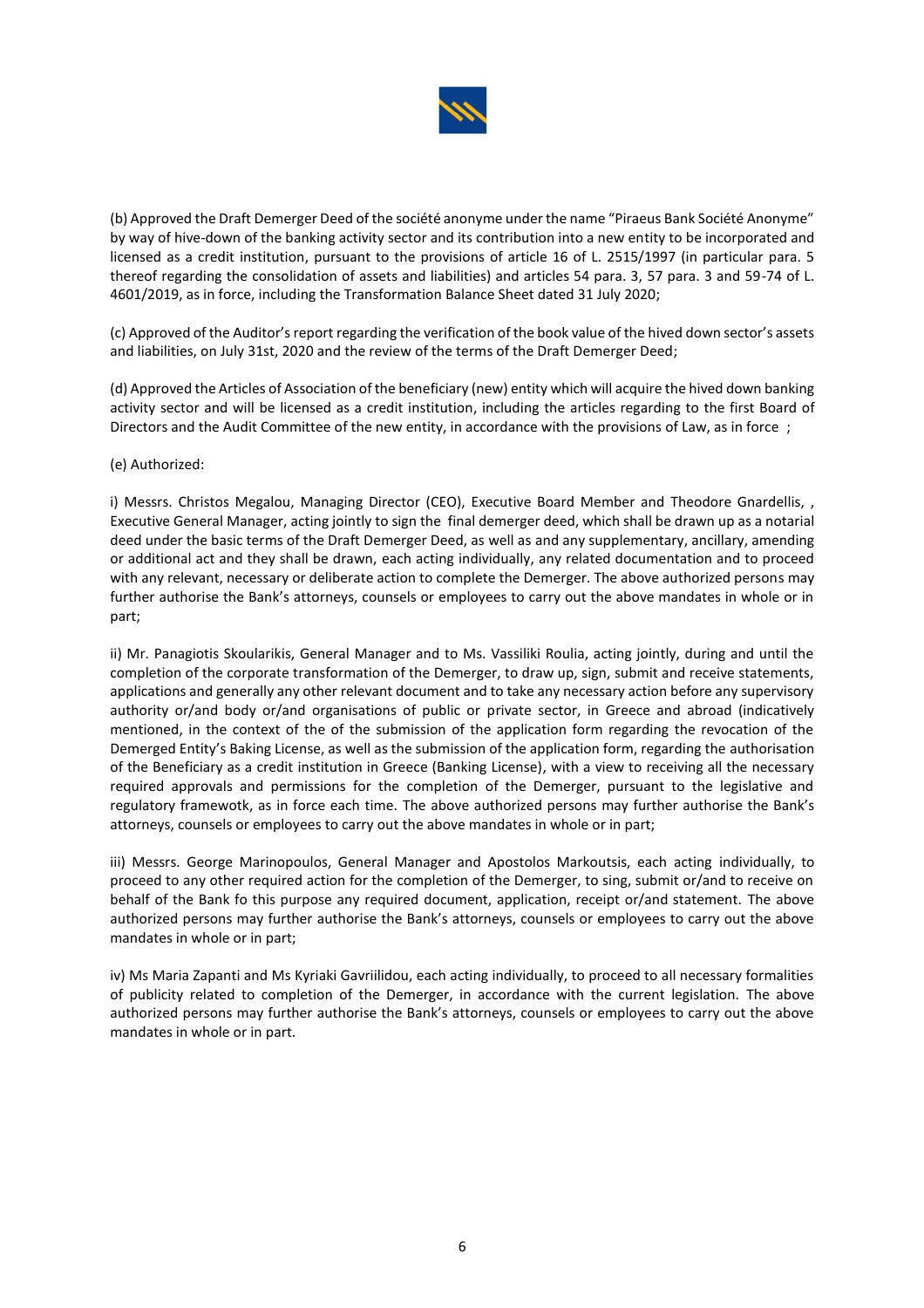(b) Approved the Draft Demerger Deed of the société anonyme under the name "Piraeus Bank Société Anonyme" by way of hive-down of the banking activity sector and its contribution into a new entity to be incorporated and licensed as a credit institution, pursuant to the provisions of article 16 of L. 2515/1997 (in particular para. 5 thereof regarding the consolidation of assets and liabilities) and articles 54 para. 3, 57 para. 3 and 59-74 of L. 4601/2019, as in force, including the Transformation Balance Sheet dated 31 July 2020;

(c) Approved of the Auditor's report regarding the verification of the book value of the hived down sector's assets and liabilities, on July 31st, 2020 and the review of the terms of the Draft Demerger Deed;

(d) Approved the Articles of Association of the beneficiary (new) entity which will acquire the hived down banking activity sector and will be licensed as a credit institution, including the articles regarding to the first Board of Directors and the Audit Committee of the new entity, in accordance with the provisions of Law, as in force ;

(e) Authorized:

i) Messrs. Christos Megalou, Managing Director (CEO), Executive Board Member and Theodore Gnardellis, , Executive General Manager, acting jointly to sign the final demerger deed, which shall be drawn up as a notarial deed under the basic terms of the Draft Demerger Deed, as well as and any supplementary, ancillary, amending or additional act and they shall be drawn, each acting individually, any related documentation and to proceed with any relevant, necessary or deliberate action to complete the Demerger. The above authorized persons may further authorise the Bank's attorneys, counsels or employees to carry out the above mandates in whole or in part;

ii) Mr. Panagiotis Skoularikis, General Manager and to Ms. Vassiliki Roulia, acting jointly, during and until the completion of the corporate transformation of the Demerger, to draw up, sign, submit and receive statements, applications and generally any other relevant document and to take any necessary action before any supervisory authority or/and body or/and organisations of public or private sector, in Greece and abroad (indicatively mentioned, in the context of the of the submission of the application form regarding the revocation of the Demerged Entity's Baking License, as well as the submission of the application form, regarding the authorisation of the Beneficiary as a credit institution in Greece (Banking License), with a view to receiving all the necessary required approvals and permissions for the completion of the Demerger, pursuant to the legislative and regulatory framewotk, as in force each time. The above authorized persons may further authorise the Bank's attorneys, counsels or employees to carry out the above mandates in whole or in part;

iii) Messrs. George Marinopoulos, General Manager and Apostolos Markoutsis, each acting individually, to proceed to any other required action for the completion of the Demerger, to sing, submit or/and to receive on behalf of the Bank fo this purpose any required document, application, receipt or/and statement. The above authorized persons may further authorise the Bank's attorneys, counsels or employees to carry out the above mandates in whole or in part;

iv) Ms Maria Zapanti and Ms Kyriaki Gavriilidou, each acting individually, to proceed to all necessary formalities of publicity related to completion of the Demerger, in accordance with the current legislation. The above authorized persons may further authorise the Bank's attorneys, counsels or employees to carry out the above mandates in whole or in part.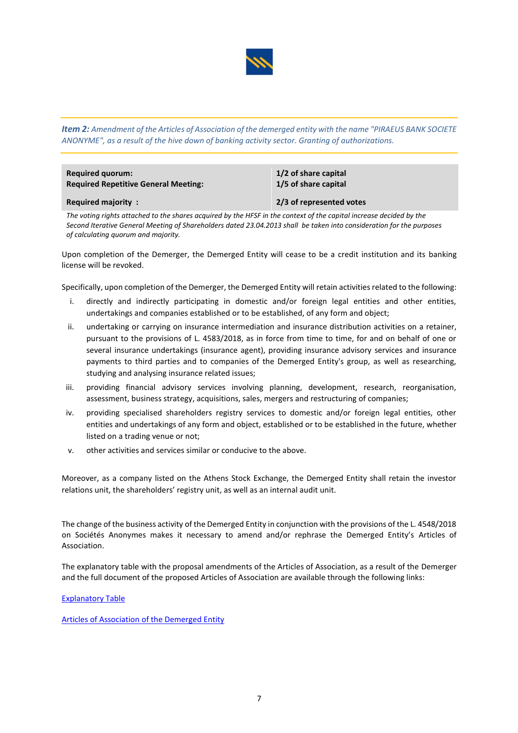***Item 2:*** *Amendment of the Articles of Association of the demerged entity with the name "PIRAEUS BANK SOCIETE ANONYME", as a result of the hive down of banking activity sector. Granting of authorizations.*

| | |
|---|---|
| **Required quorum:** | **1/2 of share capital** |
| **Required Repetitive General Meeting:** | **1/5 of share capital** |
| **Required majority :** | **2/3 of represented votes** |

*The voting rights attached to the shares acquired by the HFSF in the context of the capital increase decided by the Second Iterative General Meeting of Shareholders dated 23.04.2013 shall be taken into consideration for the purposes of calculating quorum and majority.*

Upon completion of the Demerger, the Demerged Entity will cease to be a credit institution and its banking license will be revoked.

Specifically, upon completion of the Demerger, the Demerged Entity will retain activities related to the following:

i. directly and indirectly participating in domestic and/or foreign legal entities and other entities, undertakings and companies established or to be established, of any form and object;
ii. undertaking or carrying on insurance intermediation and insurance distribution activities on a retainer, pursuant to the provisions of L. 4583/2018, as in force from time to time, for and on behalf of one or several insurance undertakings (insurance agent), providing insurance advisory services and insurance payments to third parties and to companies of the Demerged Entity's group, as well as researching, studying and analysing insurance related issues;
iii. providing financial advisory services involving planning, development, research, reorganisation, assessment, business strategy, acquisitions, sales, mergers and restructuring of companies;
iv. providing specialised shareholders registry services to domestic and/or foreign legal entities, other entities and undertakings of any form and object, established or to be established in the future, whether listed on a trading venue or not;
v. other activities and services similar or conducive to the above.

Moreover, as a company listed on the Athens Stock Exchange, the Demerged Entity shall retain the investor relations unit, the shareholders' registry unit, as well as an internal audit unit.

The change of the business activity of the Demerged Entity in conjunction with the provisions of the L. 4548/2018 on Sociétés Anonymes makes it necessary to amend and/or rephrase the Demerged Entity's Articles of Association.

The explanatory table with the proposal amendments of the Articles of Association, as a result of the Demerger and the full document of the proposed Articles of Association are available through the following links:

Explanatory Table

Articles of Association of the Demerged Entity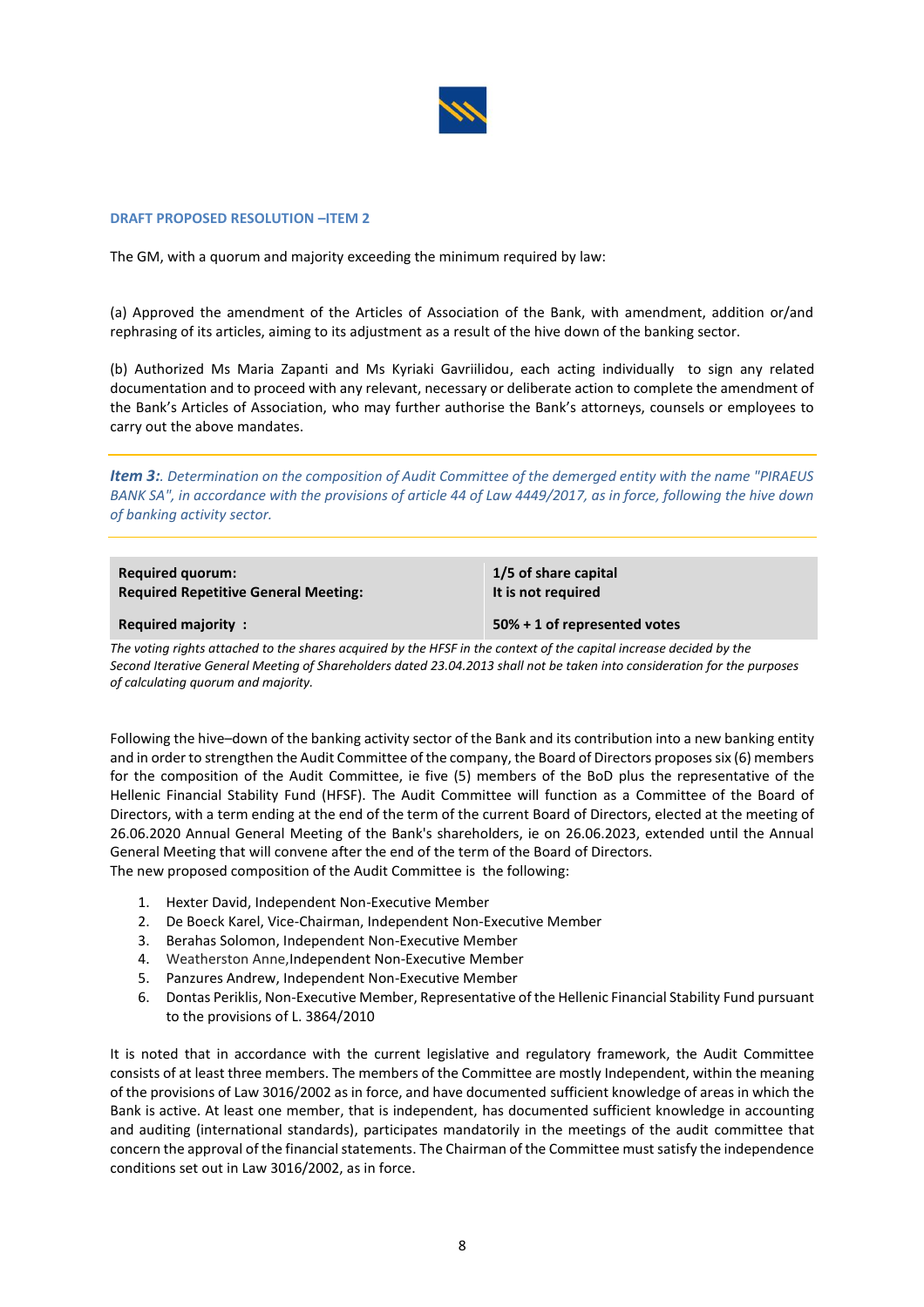### DRAFT PROPOSED RESOLUTION –ITEM 2

The GM, with a quorum and majority exceeding the minimum required by law:

(a) Approved the amendment of the Articles of Association of the Bank, with amendment, addition or/and rephrasing of its articles, aiming to its adjustment as a result of the hive down of the banking sector.

(b) Authorized Ms Maria Zapanti and Ms Kyriaki Gavriilidou, each acting individually to sign any related documentation and to proceed with any relevant, necessary or deliberate action to complete the amendment of the Bank's Articles of Association, who may further authorise the Bank's attorneys, counsels or employees to carry out the above mandates.

***Item 3:*** *. Determination on the composition of Audit Committee of the demerged entity with the name "PIRAEUS BANK SA", in accordance with the provisions of article 44 of Law 4449/2017, as in force, following the hive down of banking activity sector.*

| | |
|---|---|
| **Required quorum:** | **1/5 of share capital** |
| **Required Repetitive General Meeting:** | **It is not required** |
| **Required majority :** | **50% + 1 of represented votes** |

*The voting rights attached to the shares acquired by the HFSF in the context of the capital increase decided by the Second Iterative General Meeting of Shareholders dated 23.04.2013 shall not be taken into consideration for the purposes of calculating quorum and majority.*

Following the hive–down of the banking activity sector of the Bank and its contribution into a new banking entity and in order to strengthen the Audit Committee of the company, the Board of Directors proposes six (6) members for the composition of the Audit Committee, ie five (5) members of the BoD plus the representative of the Hellenic Financial Stability Fund (HFSF). The Audit Committee will function as a Committee of the Board of Directors, with a term ending at the end of the term of the current Board of Directors, elected at the meeting of 26.06.2020 Annual General Meeting of the Bank's shareholders, ie on 26.06.2023, extended until the Annual General Meeting that will convene after the end of the term of the Board of Directors.
The new proposed composition of the Audit Committee is the following:

1. Hexter David, Independent Non-Executive Member
2. De Boeck Karel, Vice-Chairman, Independent Non-Executive Member
3. Berahas Solomon, Independent Non-Executive Member
4. Weatherston Anne,Independent Non-Executive Member
5. Panzures Andrew, Independent Non-Executive Member
6. Dontas Periklis, Non-Executive Member, Representative of the Hellenic Financial Stability Fund pursuant to the provisions of L. 3864/2010

It is noted that in accordance with the current legislative and regulatory framework, the Audit Committee consists of at least three members. The members of the Committee are mostly Independent, within the meaning of the provisions of Law 3016/2002 as in force, and have documented sufficient knowledge of areas in which the Bank is active. At least one member, that is independent, has documented sufficient knowledge in accounting and auditing (international standards), participates mandatorily in the meetings of the audit committee that concern the approval of the financial statements. The Chairman of the Committee must satisfy the independence conditions set out in Law 3016/2002, as in force.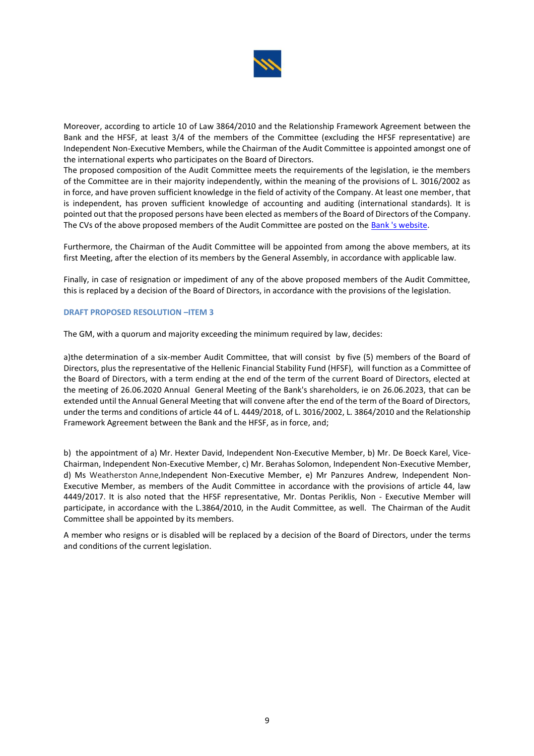Moreover, according to article 10 of Law 3864/2010 and the Relationship Framework Agreement between the Bank and the HFSF, at least 3/4 of the members of the Committee (excluding the HFSF representative) are Independent Non-Executive Members, while the Chairman of the Audit Committee is appointed amongst one of the international experts who participates on the Board of Directors.
The proposed composition of the Audit Committee meets the requirements of the legislation, ie the members of the Committee are in their majority independently, within the meaning of the provisions of L. 3016/2002 as in force, and have proven sufficient knowledge in the field of activity of the Company. At least one member, that is independent, has proven sufficient knowledge of accounting and auditing (international standards). It is pointed out that the proposed persons have been elected as members of the Board of Directors of the Company. The CVs of the above proposed members of the Audit Committee are posted on the Bank 's website.

Furthermore, the Chairman of the Audit Committee will be appointed from among the above members, at its first Meeting, after the election of its members by the General Assembly, in accordance with applicable law.

Finally, in case of resignation or impediment of any of the above proposed members of the Audit Committee, this is replaced by a decision of the Board of Directors, in accordance with the provisions of the legislation.

### DRAFT PROPOSED RESOLUTION –ITEM 3

The GM, with a quorum and majority exceeding the minimum required by law, decides:

a)the determination of a six-member Audit Committee, that will consist by five (5) members of the Board of Directors, plus the representative of the Hellenic Financial Stability Fund (HFSF), will function as a Committee of the Board of Directors, with a term ending at the end of the term of the current Board of Directors, elected at the meeting of 26.06.2020 Annual General Meeting of the Bank's shareholders, ie on 26.06.2023, that can be extended until the Annual General Meeting that will convene after the end of the term of the Board of Directors, under the terms and conditions of article 44 of L. 4449/2018, of L. 3016/2002, L. 3864/2010 and the Relationship Framework Agreement between the Bank and the HFSF, as in force, and;

b) the appointment of a) Mr. Hexter David, Independent Non-Executive Member, b) Mr. De Boeck Karel, Vice-Chairman, Independent Non-Executive Member, c) Mr. Berahas Solomon, Independent Non-Executive Member, d) Ms Weatherston Anne,Independent Non-Executive Member, e) Mr Panzures Andrew, Independent Non-Executive Member, as members of the Audit Committee in accordance with the provisions of article 44, law 4449/2017. It is also noted that the HFSF representative, Mr. Dontas Periklis, Non - Executive Member will participate, in accordance with the L.3864/2010, in the Audit Committee, as well. The Chairman of the Audit Committee shall be appointed by its members.

A member who resigns or is disabled will be replaced by a decision of the Board of Directors, under the terms and conditions of the current legislation.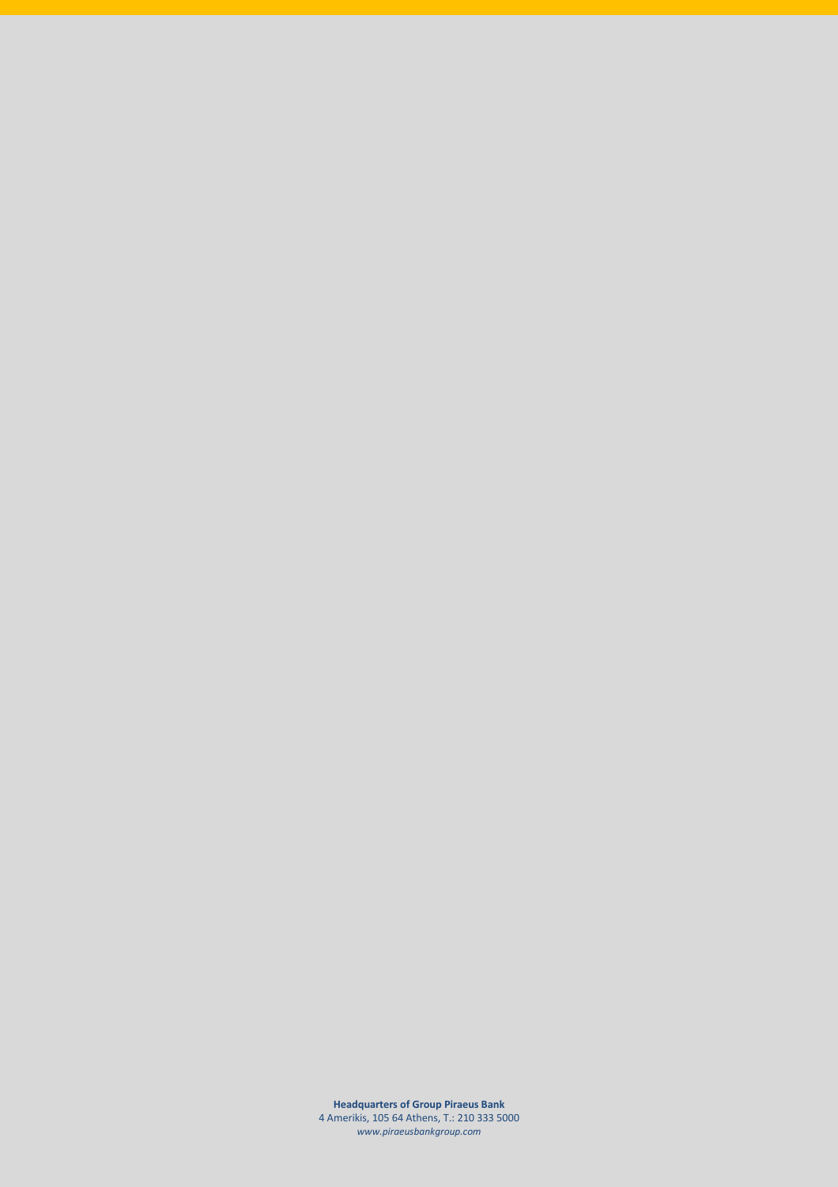**Headquarters of Group Piraeus Bank**
4 Amerikis, 105 64 Athens, T.: 210 333 5000
*www.piraeusbankgroup.com*